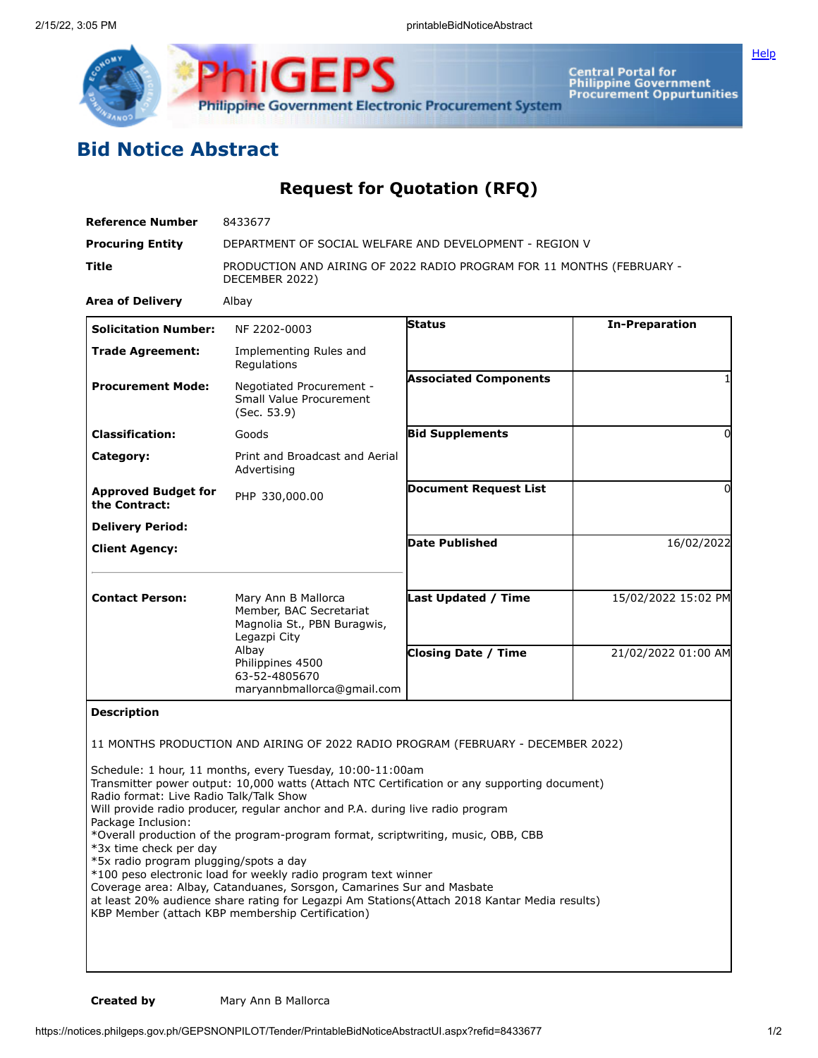# Bid Notice Abstract

## Request for Quotation (RFQ)

| | |
|---|---|
| **Reference Number** | 8433677 |
| **Procuring Entity** | DEPARTMENT OF SOCIAL WELFARE AND DEVELOPMENT - REGION V |
| **Title** | PRODUCTION AND AIRING OF 2022 RADIO PROGRAM FOR 11 MONTHS (FEBRUARY - DECEMBER 2022) |
| **Area of Delivery** | Albay |

| | | | |
|---|---|---|---|
| **Solicitation Number:** | NF 2202-0003 | **Status** | **In-Preparation** |
| **Trade Agreement:** | Implementing Rules and Regulations | | |
| **Procurement Mode:** | Negotiated Procurement - Small Value Procurement (Sec. 53.9) | **Associated Components** | 1 |
| **Classification:** | Goods | **Bid Supplements** | 0 |
| **Category:** | Print and Broadcast and Aerial Advertising | | |
| **Approved Budget for the Contract:** | PHP 330,000.00 | **Document Request List** | 0 |
| **Delivery Period:** | | | |
| **Client Agency:** | | **Date Published** | 16/02/2022 |
| **Contact Person:** | Mary Ann B Mallorca<br>Member, BAC Secretariat<br>Magnolia St., PBN Buragwis, Legazpi City<br>Albay<br>Philippines 4500<br>63-52-4805670<br>maryannbmallorca@gmail.com | **Last Updated / Time** | 15/02/2022 15:02 PM |
| | | **Closing Date / Time** | 21/02/2022 01:00 AM |

**Description**

11 MONTHS PRODUCTION AND AIRING OF 2022 RADIO PROGRAM (FEBRUARY - DECEMBER 2022)

Schedule: 1 hour, 11 months, every Tuesday, 10:00-11:00am
Transmitter power output: 10,000 watts (Attach NTC Certification or any supporting document)
Radio format: Live Radio Talk/Talk Show
Will provide radio producer, regular anchor and P.A. during live radio program
Package Inclusion:
*Overall production of the program-program format, scriptwriting, music, OBB, CBB
*3x time check per day
*5x radio program plugging/spots a day
*100 peso electronic load for weekly radio program text winner
Coverage area: Albay, Catanduanes, Sorsgon, Camarines Sur and Masbate
at least 20% audience share rating for Legazpi Am Stations(Attach 2018 Kantar Media results)
KBP Member (attach KBP membership Certification)

**Created by** Mary Ann B Mallorca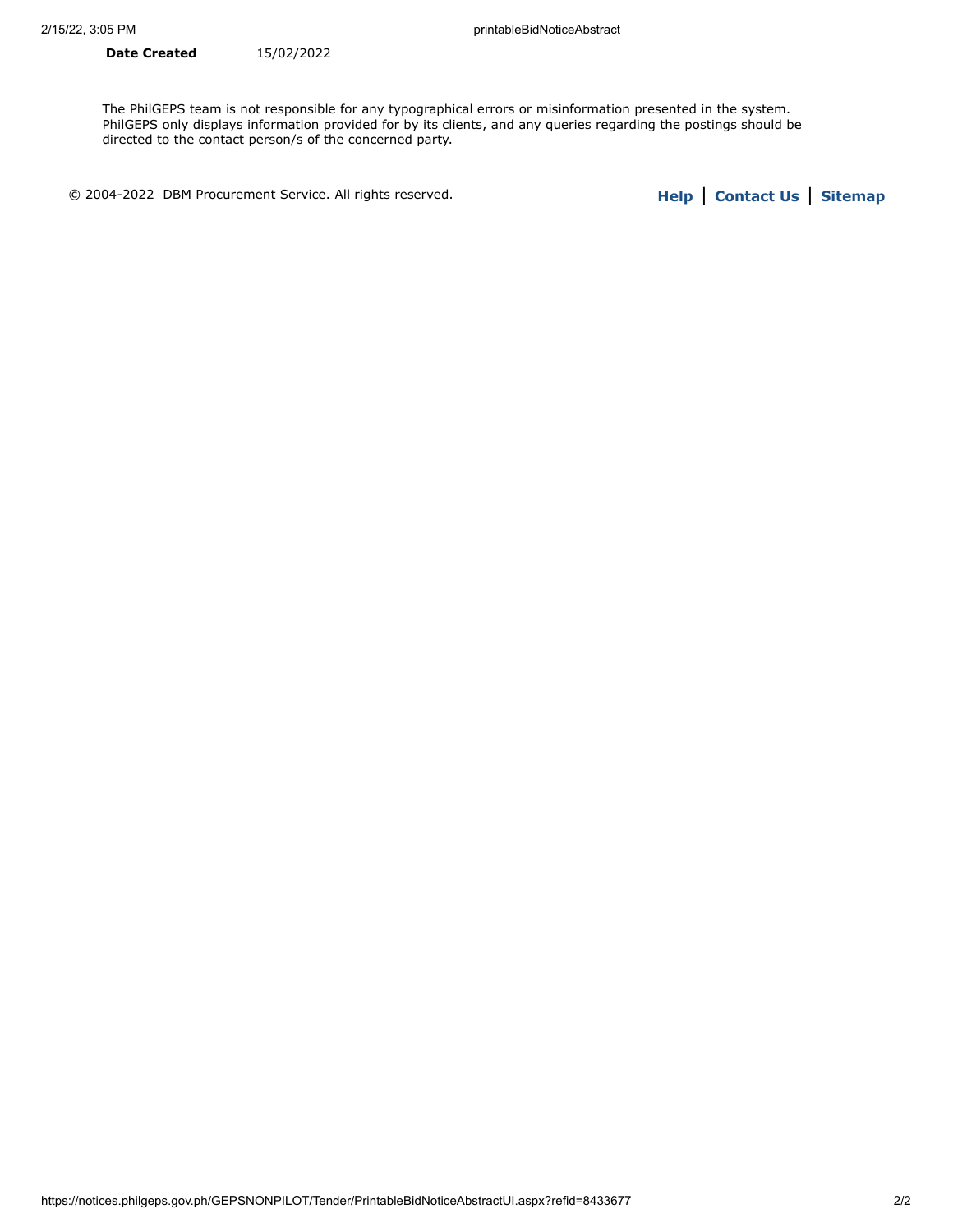| | |
|---|---|
| **Date Created** | 15/02/2022 |

The PhilGEPS team is not responsible for any typographical errors or misinformation presented in the system. PhilGEPS only displays information provided for by its clients, and any queries regarding the postings should be directed to the contact person/s of the concerned party.

© 2004-2022 DBM Procurement Service. All rights reserved.

**Help** | **Contact Us** | **Sitemap**